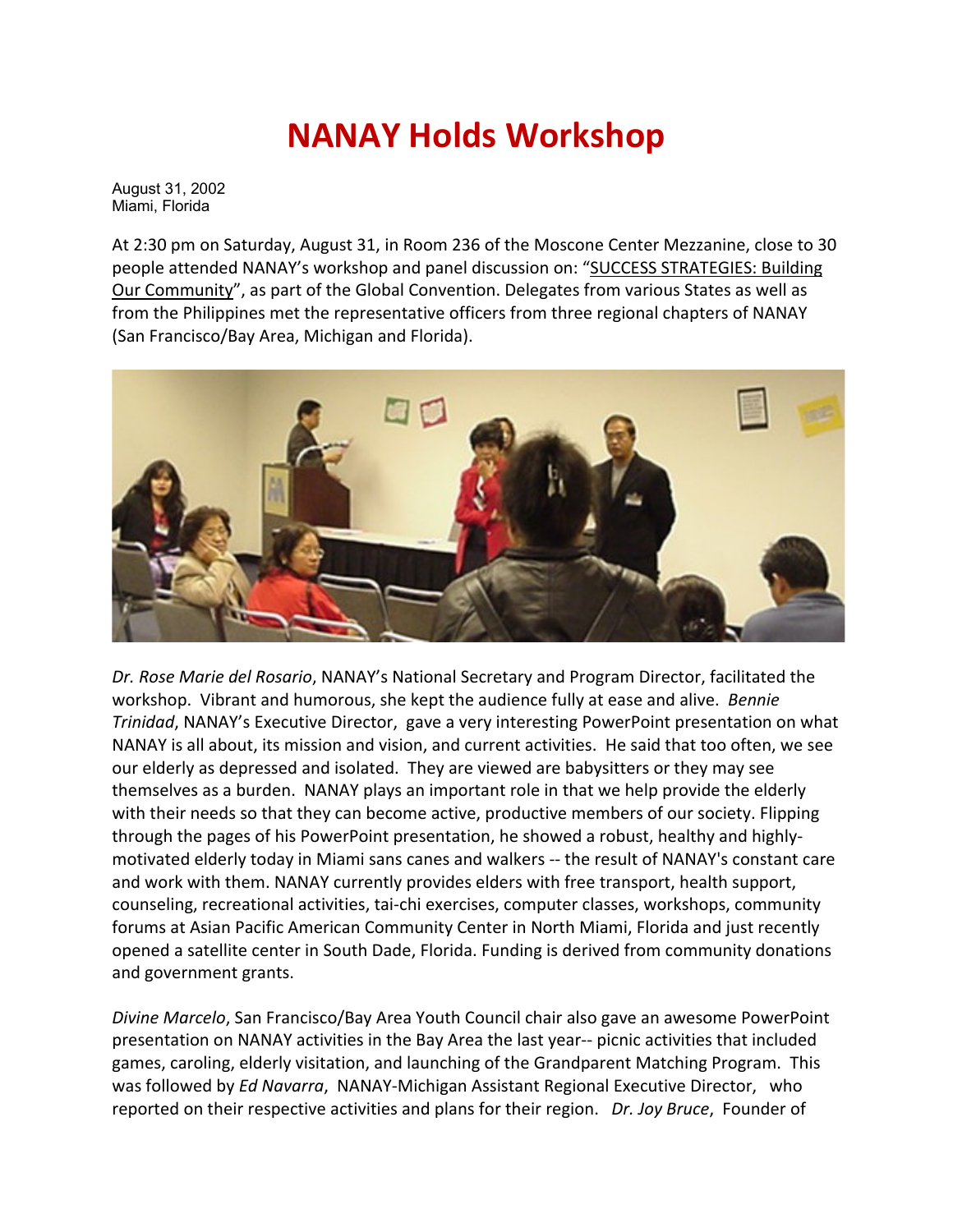# NANAY Holds Workshop

August 31, 2002
Miami, Florida

At 2:30 pm on Saturday, August 31, in Room 236 of the Moscone Center Mezzanine, close to 30 people attended NANAY's workshop and panel discussion on: "SUCCESS STRATEGIES: Building Our Community", as part of the Global Convention. Delegates from various States as well as from the Philippines met the representative officers from three regional chapters of NANAY (San Francisco/Bay Area, Michigan and Florida).

*Dr. Rose Marie del Rosario*, NANAY's National Secretary and Program Director, facilitated the workshop. Vibrant and humorous, she kept the audience fully at ease and alive. *Bennie Trinidad*, NANAY's Executive Director, gave a very interesting PowerPoint presentation on what NANAY is all about, its mission and vision, and current activities. He said that too often, we see our elderly as depressed and isolated. They are viewed are babysitters or they may see themselves as a burden. NANAY plays an important role in that we help provide the elderly with their needs so that they can become active, productive members of our society. Flipping through the pages of his PowerPoint presentation, he showed a robust, healthy and highly-motivated elderly today in Miami sans canes and walkers -- the result of NANAY's constant care and work with them. NANAY currently provides elders with free transport, health support, counseling, recreational activities, tai-chi exercises, computer classes, workshops, community forums at Asian Pacific American Community Center in North Miami, Florida and just recently opened a satellite center in South Dade, Florida. Funding is derived from community donations and government grants.

*Divine Marcelo*, San Francisco/Bay Area Youth Council chair also gave an awesome PowerPoint presentation on NANAY activities in the Bay Area the last year-- picnic activities that included games, caroling, elderly visitation, and launching of the Grandparent Matching Program. This was followed by *Ed Navarra*, NANAY-Michigan Assistant Regional Executive Director, who reported on their respective activities and plans for their region. *Dr. Joy Bruce*, Founder of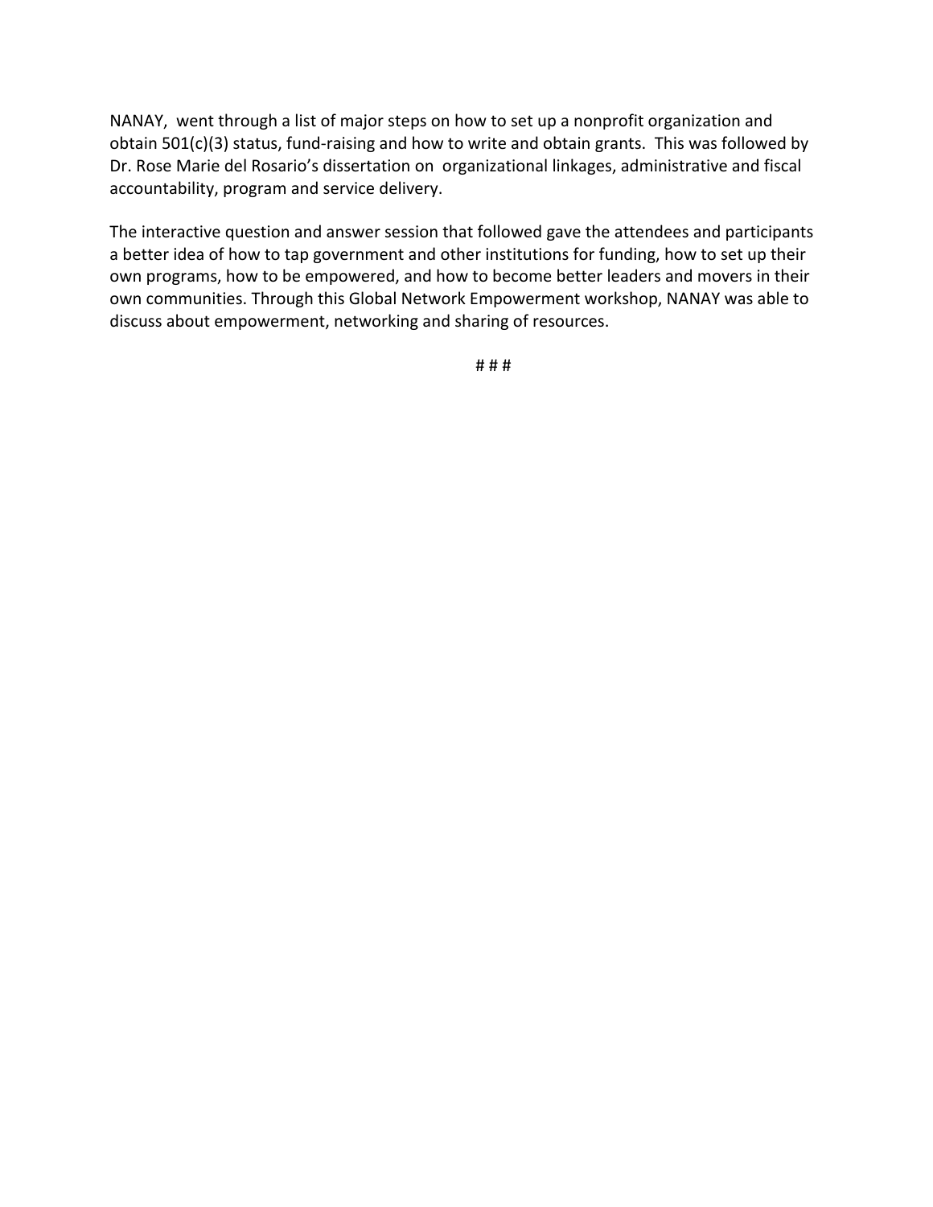NANAY, went through a list of major steps on how to set up a nonprofit organization and obtain 501(c)(3) status, fund-raising and how to write and obtain grants. This was followed by Dr. Rose Marie del Rosario's dissertation on organizational linkages, administrative and fiscal accountability, program and service delivery.

The interactive question and answer session that followed gave the attendees and participants a better idea of how to tap government and other institutions for funding, how to set up their own programs, how to be empowered, and how to become better leaders and movers in their own communities. Through this Global Network Empowerment workshop, NANAY was able to discuss about empowerment, networking and sharing of resources.

# # #